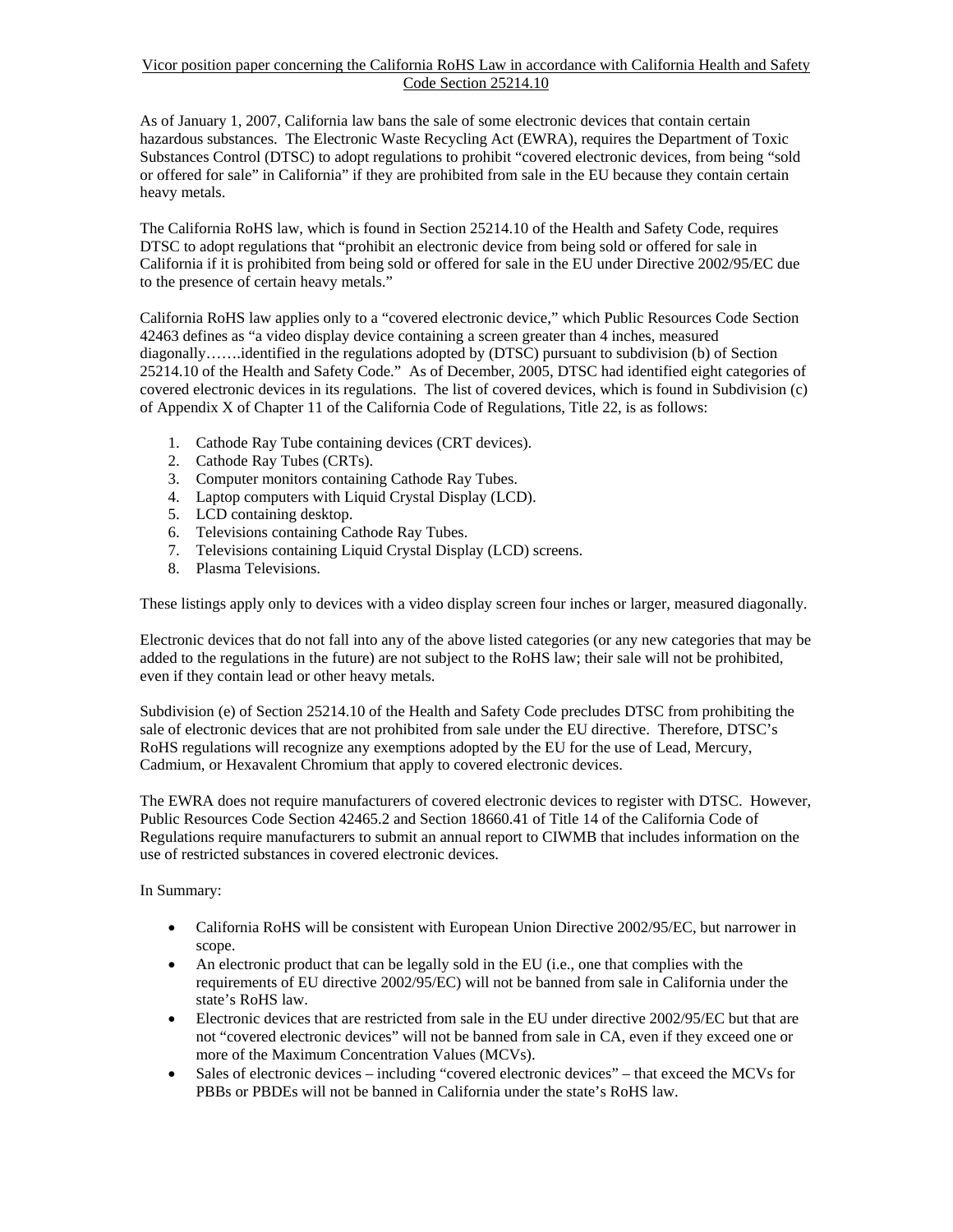Vicor position paper concerning the California RoHS Law in accordance with California Health and Safety Code Section 25214.10

As of January 1, 2007, California law bans the sale of some electronic devices that contain certain hazardous substances. The Electronic Waste Recycling Act (EWRA), requires the Department of Toxic Substances Control (DTSC) to adopt regulations to prohibit "covered electronic devices, from being "sold or offered for sale" in California" if they are prohibited from sale in the EU because they contain certain heavy metals.

The California RoHS law, which is found in Section 25214.10 of the Health and Safety Code, requires DTSC to adopt regulations that "prohibit an electronic device from being sold or offered for sale in California if it is prohibited from being sold or offered for sale in the EU under Directive 2002/95/EC due to the presence of certain heavy metals."

California RoHS law applies only to a "covered electronic device," which Public Resources Code Section 42463 defines as "a video display device containing a screen greater than 4 inches, measured diagonally…….identified in the regulations adopted by (DTSC) pursuant to subdivision (b) of Section 25214.10 of the Health and Safety Code." As of December, 2005, DTSC had identified eight categories of covered electronic devices in its regulations. The list of covered devices, which is found in Subdivision (c) of Appendix X of Chapter 11 of the California Code of Regulations, Title 22, is as follows:

1. Cathode Ray Tube containing devices (CRT devices).
2. Cathode Ray Tubes (CRTs).
3. Computer monitors containing Cathode Ray Tubes.
4. Laptop computers with Liquid Crystal Display (LCD).
5. LCD containing desktop.
6. Televisions containing Cathode Ray Tubes.
7. Televisions containing Liquid Crystal Display (LCD) screens.
8. Plasma Televisions.

These listings apply only to devices with a video display screen four inches or larger, measured diagonally.

Electronic devices that do not fall into any of the above listed categories (or any new categories that may be added to the regulations in the future) are not subject to the RoHS law; their sale will not be prohibited, even if they contain lead or other heavy metals.

Subdivision (e) of Section 25214.10 of the Health and Safety Code precludes DTSC from prohibiting the sale of electronic devices that are not prohibited from sale under the EU directive. Therefore, DTSC's RoHS regulations will recognize any exemptions adopted by the EU for the use of Lead, Mercury, Cadmium, or Hexavalent Chromium that apply to covered electronic devices.

The EWRA does not require manufacturers of covered electronic devices to register with DTSC. However, Public Resources Code Section 42465.2 and Section 18660.41 of Title 14 of the California Code of Regulations require manufacturers to submit an annual report to CIWMB that includes information on the use of restricted substances in covered electronic devices.

In Summary:

- California RoHS will be consistent with European Union Directive 2002/95/EC, but narrower in scope.
- An electronic product that can be legally sold in the EU (i.e., one that complies with the requirements of EU directive 2002/95/EC) will not be banned from sale in California under the state's RoHS law.
- Electronic devices that are restricted from sale in the EU under directive 2002/95/EC but that are not "covered electronic devices" will not be banned from sale in CA, even if they exceed one or more of the Maximum Concentration Values (MCVs).
- Sales of electronic devices – including "covered electronic devices" – that exceed the MCVs for PBBs or PBDEs will not be banned in California under the state's RoHS law.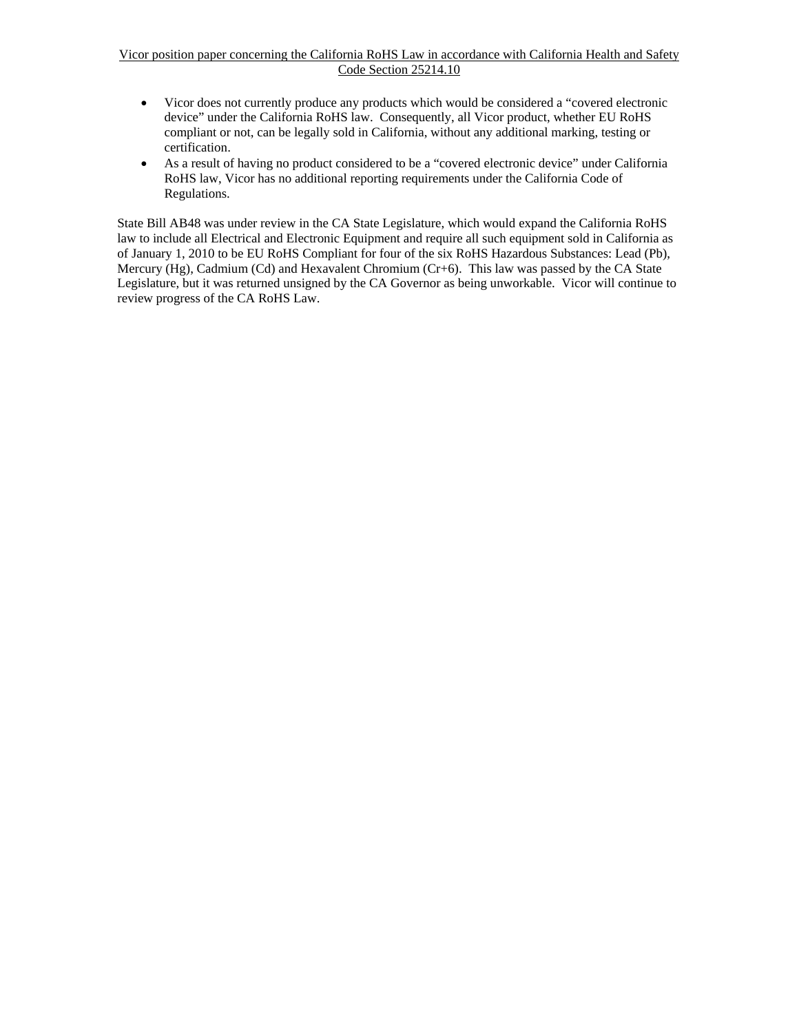Vicor position paper concerning the California RoHS Law in accordance with California Health and Safety Code Section 25214.10

- Vicor does not currently produce any products which would be considered a "covered electronic device" under the California RoHS law. Consequently, all Vicor product, whether EU RoHS compliant or not, can be legally sold in California, without any additional marking, testing or certification.
- As a result of having no product considered to be a "covered electronic device" under California RoHS law, Vicor has no additional reporting requirements under the California Code of Regulations.

State Bill AB48 was under review in the CA State Legislature, which would expand the California RoHS law to include all Electrical and Electronic Equipment and require all such equipment sold in California as of January 1, 2010 to be EU RoHS Compliant for four of the six RoHS Hazardous Substances: Lead (Pb), Mercury (Hg), Cadmium (Cd) and Hexavalent Chromium ($Cr^{+6}$). This law was passed by the CA State Legislature, but it was returned unsigned by the CA Governor as being unworkable. Vicor will continue to review progress of the CA RoHS Law.